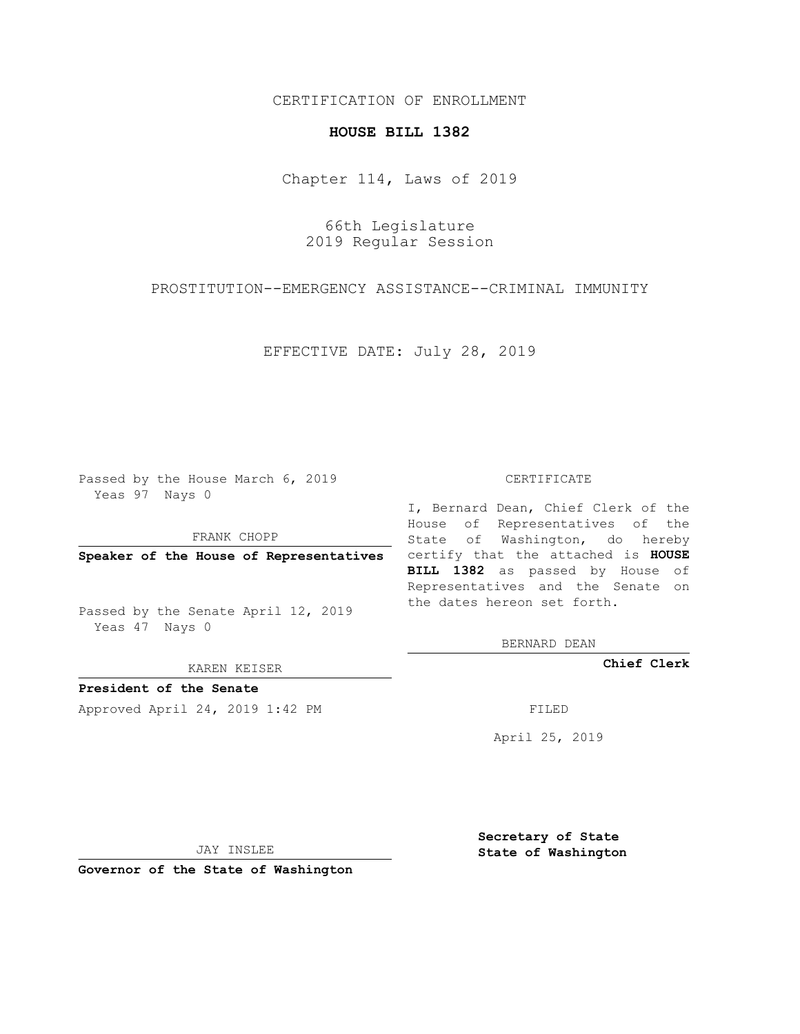CERTIFICATION OF ENROLLMENT

**HOUSE BILL 1382**

Chapter 114, Laws of 2019

66th Legislature
2019 Regular Session

PROSTITUTION--EMERGENCY ASSISTANCE--CRIMINAL IMMUNITY

EFFECTIVE DATE: July 28, 2019

Passed by the House March 6, 2019
Yeas 97 Nays 0

FRANK CHOPP

**Speaker of the House of Representatives**

Passed by the Senate April 12, 2019
Yeas 47 Nays 0

KAREN KEISER

**President of the Senate**

Approved April 24, 2019 1:42 PM

JAY INSLEE

**Governor of the State of Washington**

CERTIFICATE

I, Bernard Dean, Chief Clerk of the House of Representatives of the State of Washington, do hereby certify that the attached is **HOUSE BILL 1382** as passed by House of Representatives and the Senate on the dates hereon set forth.

BERNARD DEAN

**Chief Clerk**

FILED

April 25, 2019

**Secretary of State**
**State of Washington**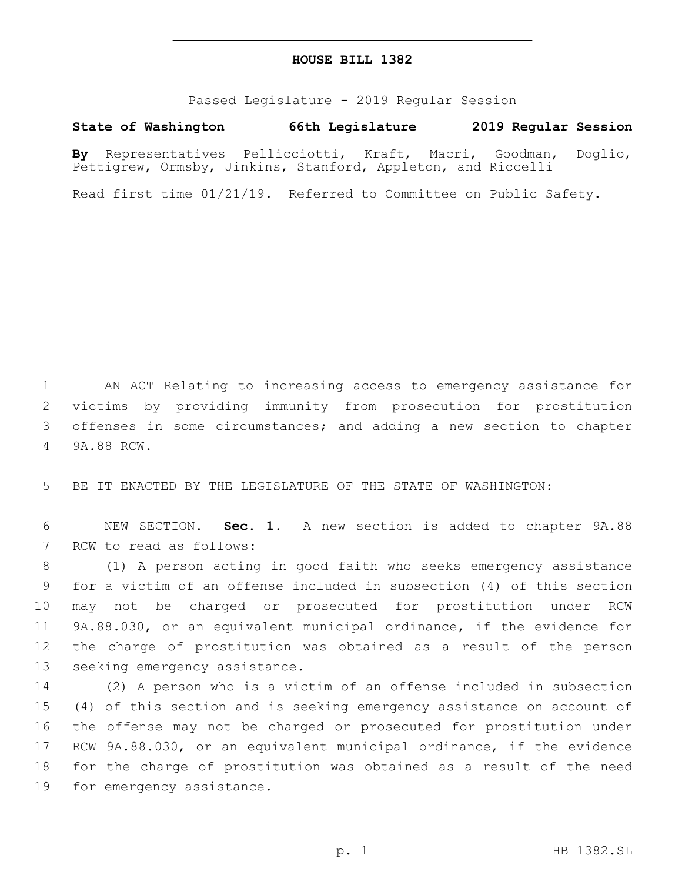# HOUSE BILL 1382

Passed Legislature - 2019 Regular Session

**State of Washington 66th Legislature 2019 Regular Session**

**By** Representatives Pellicciotti, Kraft, Macri, Goodman, Doglio, Pettigrew, Ormsby, Jinkins, Stanford, Appleton, and Riccelli

Read first time 01/21/19. Referred to Committee on Public Safety.

AN ACT Relating to increasing access to emergency assistance for victims by providing immunity from prosecution for prostitution offenses in some circumstances; and adding a new section to chapter 9A.88 RCW.

BE IT ENACTED BY THE LEGISLATURE OF THE STATE OF WASHINGTON:

NEW SECTION. **Sec. 1.** A new section is added to chapter 9A.88 RCW to read as follows:

(1) A person acting in good faith who seeks emergency assistance for a victim of an offense included in subsection (4) of this section may not be charged or prosecuted for prostitution under RCW 9A.88.030, or an equivalent municipal ordinance, if the evidence for the charge of prostitution was obtained as a result of the person seeking emergency assistance.

(2) A person who is a victim of an offense included in subsection (4) of this section and is seeking emergency assistance on account of the offense may not be charged or prosecuted for prostitution under RCW 9A.88.030, or an equivalent municipal ordinance, if the evidence for the charge of prostitution was obtained as a result of the need for emergency assistance.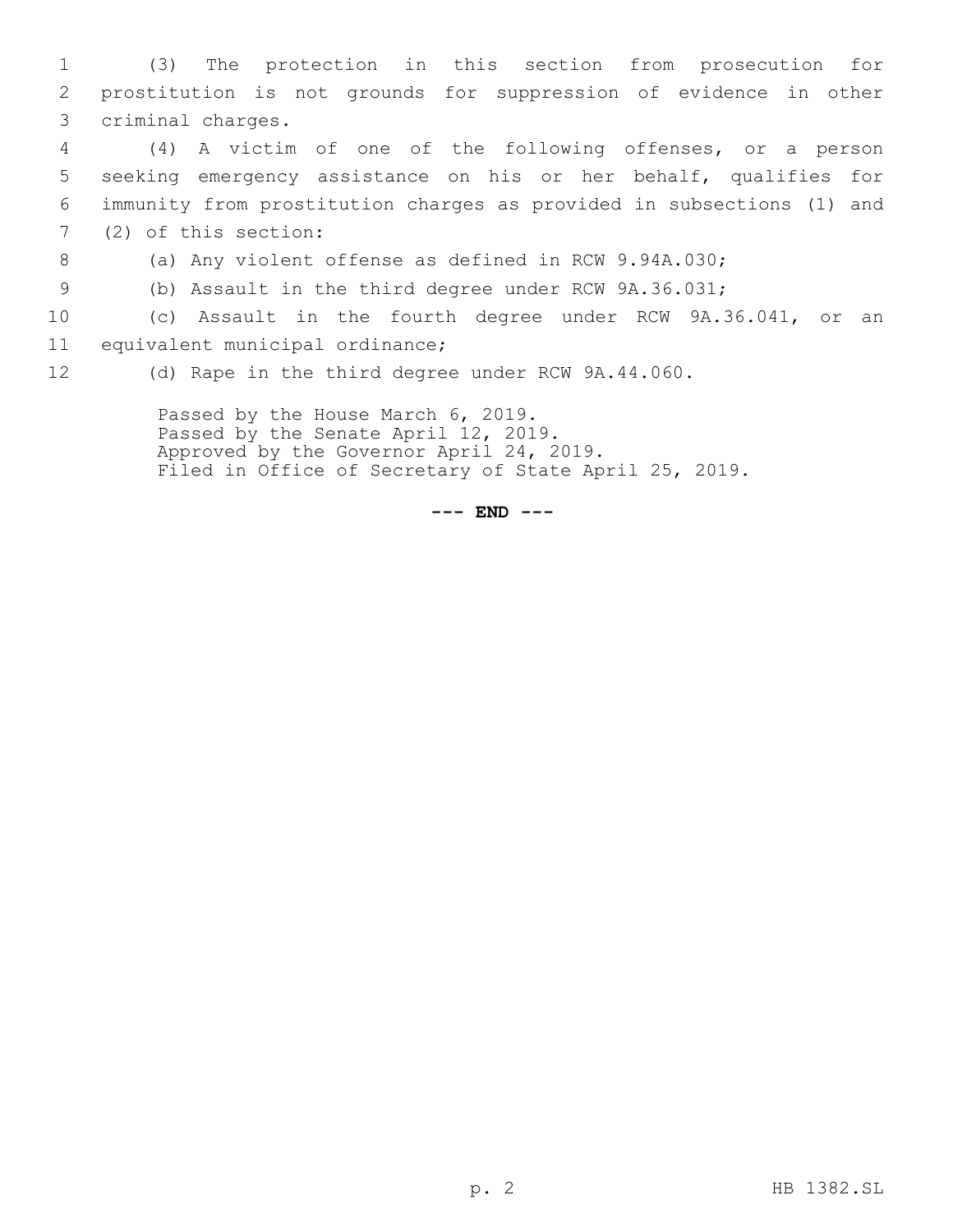(3) The protection in this section from prosecution for prostitution is not grounds for suppression of evidence in other criminal charges.

(4) A victim of one of the following offenses, or a person seeking emergency assistance on his or her behalf, qualifies for immunity from prostitution charges as provided in subsections (1) and (2) of this section:

(a) Any violent offense as defined in RCW 9.94A.030;

(b) Assault in the third degree under RCW 9A.36.031;

(c) Assault in the fourth degree under RCW 9A.36.041, or an equivalent municipal ordinance;

(d) Rape in the third degree under RCW 9A.44.060.

Passed by the House March 6, 2019.
Passed by the Senate April 12, 2019.
Approved by the Governor April 24, 2019.
Filed in Office of Secretary of State April 25, 2019.

**--- END ---**